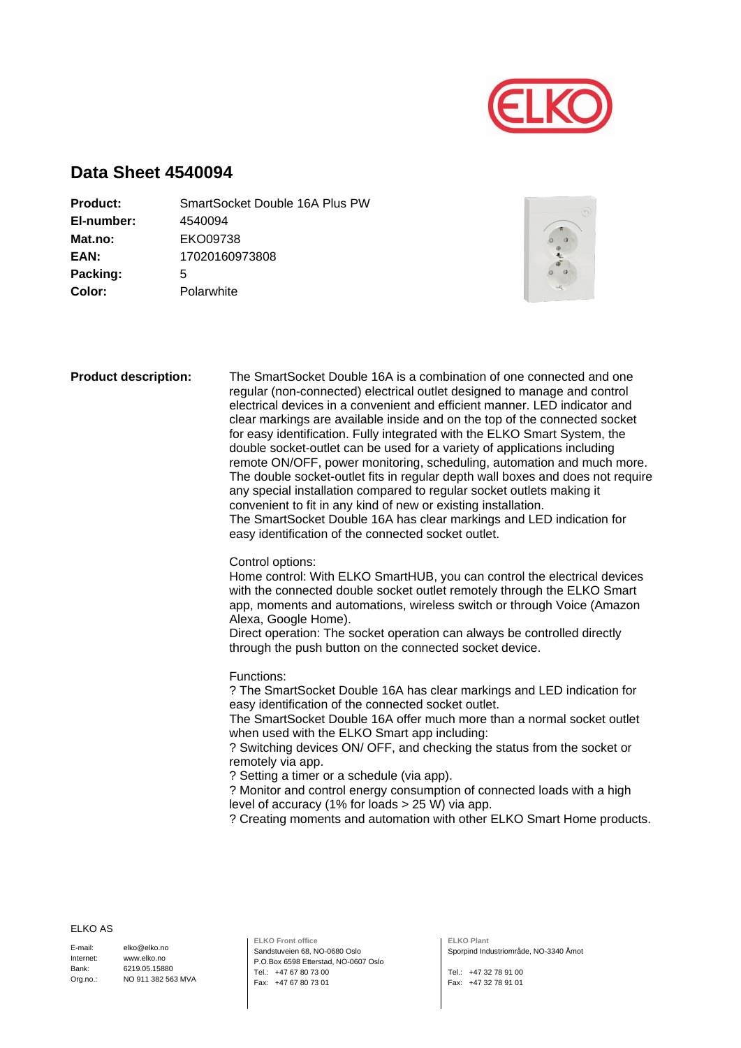# Data Sheet 4540094

| | |
|---|---|
| **Product:** | SmartSocket Double 16A Plus PW |
| **El-number:** | 4540094 |
| **Mat.no:** | EKO09738 |
| **EAN:** | 17020160973808 |
| **Packing:** | 5 |
| **Color:** | Polarwhite |

**Product description:**

The SmartSocket Double 16A is a combination of one connected and one regular (non-connected) electrical outlet designed to manage and control electrical devices in a convenient and efficient manner. LED indicator and clear markings are available inside and on the top of the connected socket for easy identification. Fully integrated with the ELKO Smart System, the double socket-outlet can be used for a variety of applications including remote ON/OFF, power monitoring, scheduling, automation and much more. The double socket-outlet fits in regular depth wall boxes and does not require any special installation compared to regular socket outlets making it convenient to fit in any kind of new or existing installation.
The SmartSocket Double 16A has clear markings and LED indication for easy identification of the connected socket outlet.

Control options:
Home control: With ELKO SmartHUB, you can control the electrical devices with the connected double socket outlet remotely through the ELKO Smart app, moments and automations, wireless switch or through Voice (Amazon Alexa, Google Home).
Direct operation: The socket operation can always be controlled directly through the push button on the connected socket device.

Functions:
? The SmartSocket Double 16A has clear markings and LED indication for easy identification of the connected socket outlet.
The SmartSocket Double 16A offer much more than a normal socket outlet when used with the ELKO Smart app including:
? Switching devices ON/ OFF, and checking the status from the socket or remotely via app.
? Setting a timer or a schedule (via app).
? Monitor and control energy consumption of connected loads with a high level of accuracy (1% for loads > 25 W) via app.
? Creating moments and automation with other ELKO Smart Home products.

ELKO AS

| | |
|---|---|
| E-mail: | elko@elko.no |
| Internet: | www.elko.no |
| Bank: | 6219.05.15880 |
| Org.no.: | NO 911 382 563 MVA |

**ELKO Front office**
Sandstuveien 68, NO-0680 Oslo
P.O.Box 6598 Etterstad, NO-0607 Oslo
Tel.: +47 67 80 73 00
Fax: +47 67 80 73 01

**ELKO Plant**
Sporpind Industriområde, NO-3340 Åmot

Tel.: +47 32 78 91 00
Fax: +47 32 78 91 01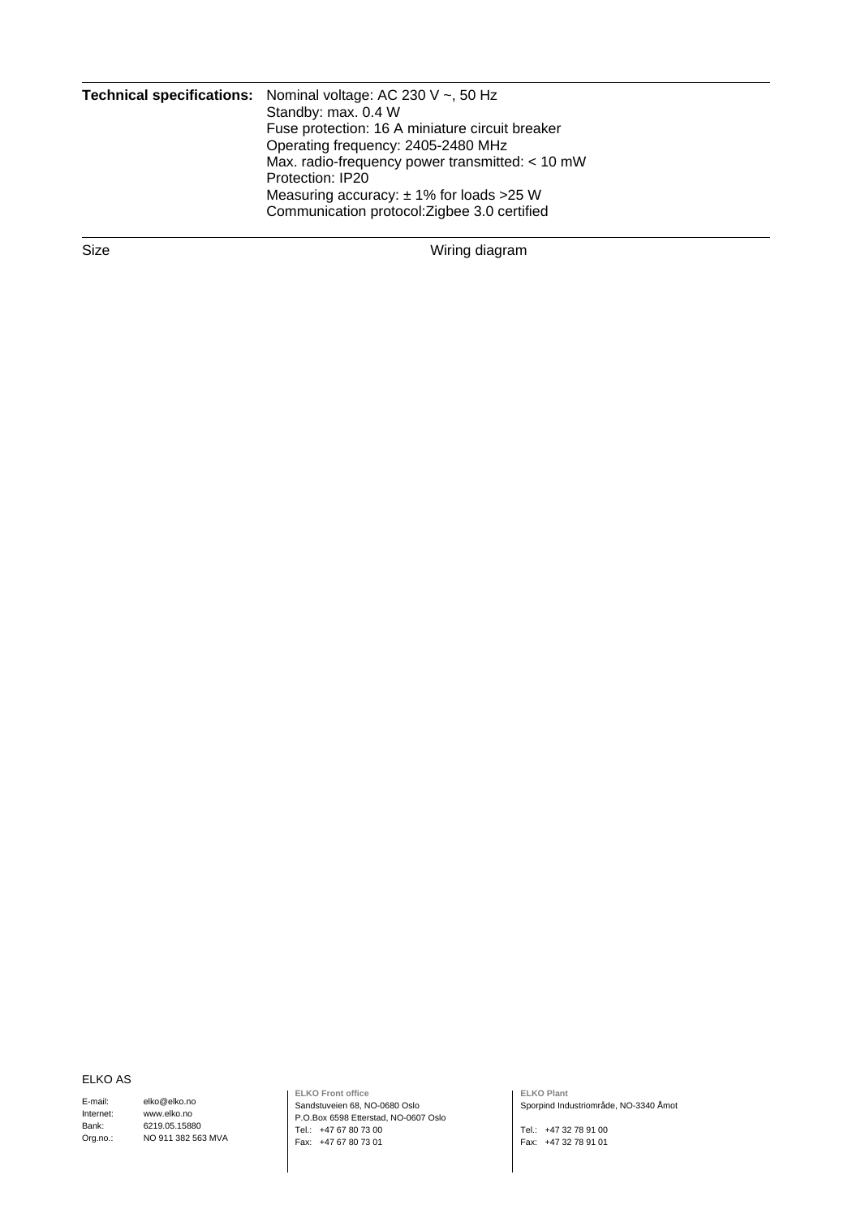**Technical specifications:** Nominal voltage: AC 230 V ~, 50 Hz
Standby: max. 0.4 W
Fuse protection: 16 A miniature circuit breaker
Operating frequency: 2405-2480 MHz
Max. radio-frequency power transmitted: < 10 mW
Protection: IP20
Measuring accuracy: ± 1% for loads >25 W
Communication protocol:Zigbee 3.0 certified

Size

Wiring diagram

ELKO AS

E-mail: elko@elko.no
Internet: www.elko.no
Bank: 6219.05.15880
Org.no.: NO 911 382 563 MVA

**ELKO Front office**
Sandstuveien 68, NO-0680 Oslo
P.O.Box 6598 Etterstad, NO-0607 Oslo
Tel.: +47 67 80 73 00
Fax: +47 67 80 73 01

**ELKO Plant**
Sporpind Industriområde, NO-3340 Åmot

Tel.: +47 32 78 91 00
Fax: +47 32 78 91 01